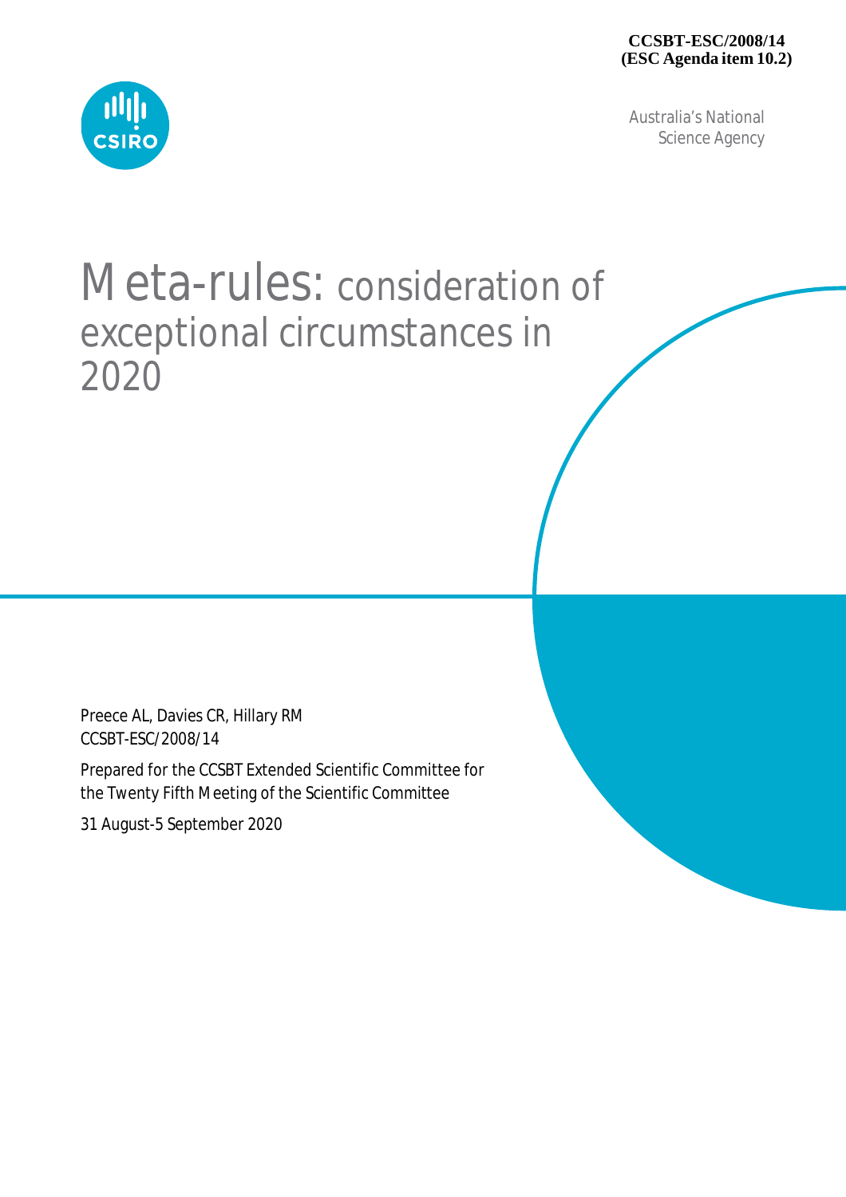**CCSBT-ESC/2008/14**
**(ESC Agenda item 10.2)**

Australia's National Science Agency

# Meta-rules: consideration of exceptional circumstances in 2020

Preece AL, Davies CR, Hillary RM
CCSBT-ESC/2008/14

Prepared for the CCSBT Extended Scientific Committee for the Twenty Fifth Meeting of the Scientific Committee

31 August-5 September 2020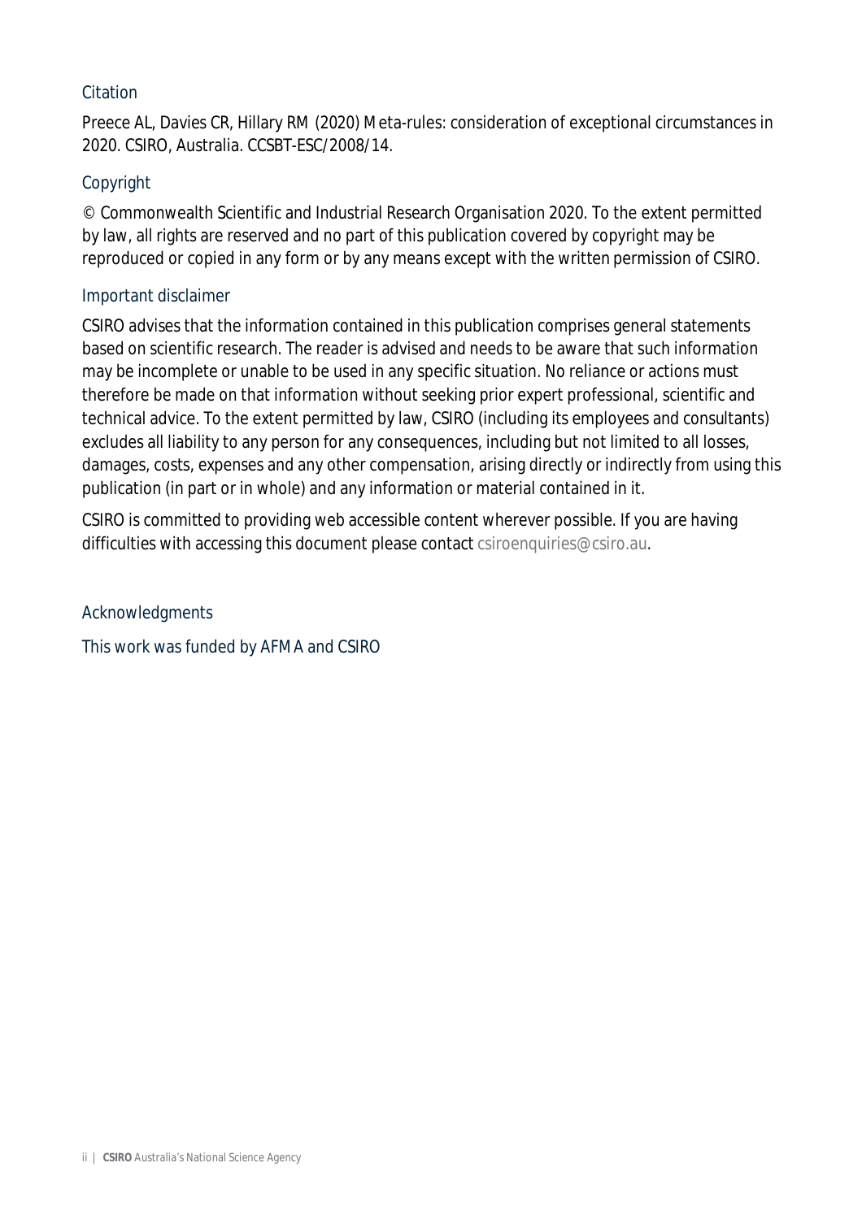### Citation

Preece AL, Davies CR, Hillary RM (2020) Meta-rules: consideration of exceptional circumstances in 2020. CSIRO, Australia. CCSBT-ESC/2008/14.

### Copyright

© Commonwealth Scientific and Industrial Research Organisation 2020. To the extent permitted by law, all rights are reserved and no part of this publication covered by copyright may be reproduced or copied in any form or by any means except with the written permission of CSIRO.

### Important disclaimer

CSIRO advises that the information contained in this publication comprises general statements based on scientific research. The reader is advised and needs to be aware that such information may be incomplete or unable to be used in any specific situation. No reliance or actions must therefore be made on that information without seeking prior expert professional, scientific and technical advice. To the extent permitted by law, CSIRO (including its employees and consultants) excludes all liability to any person for any consequences, including but not limited to all losses, damages, costs, expenses and any other compensation, arising directly or indirectly from using this publication (in part or in whole) and any information or material contained in it.

CSIRO is committed to providing web accessible content wherever possible. If you are having difficulties with accessing this document please contact csiroenquiries@csiro.au.

### Acknowledgments

This work was funded by AFMA and CSIRO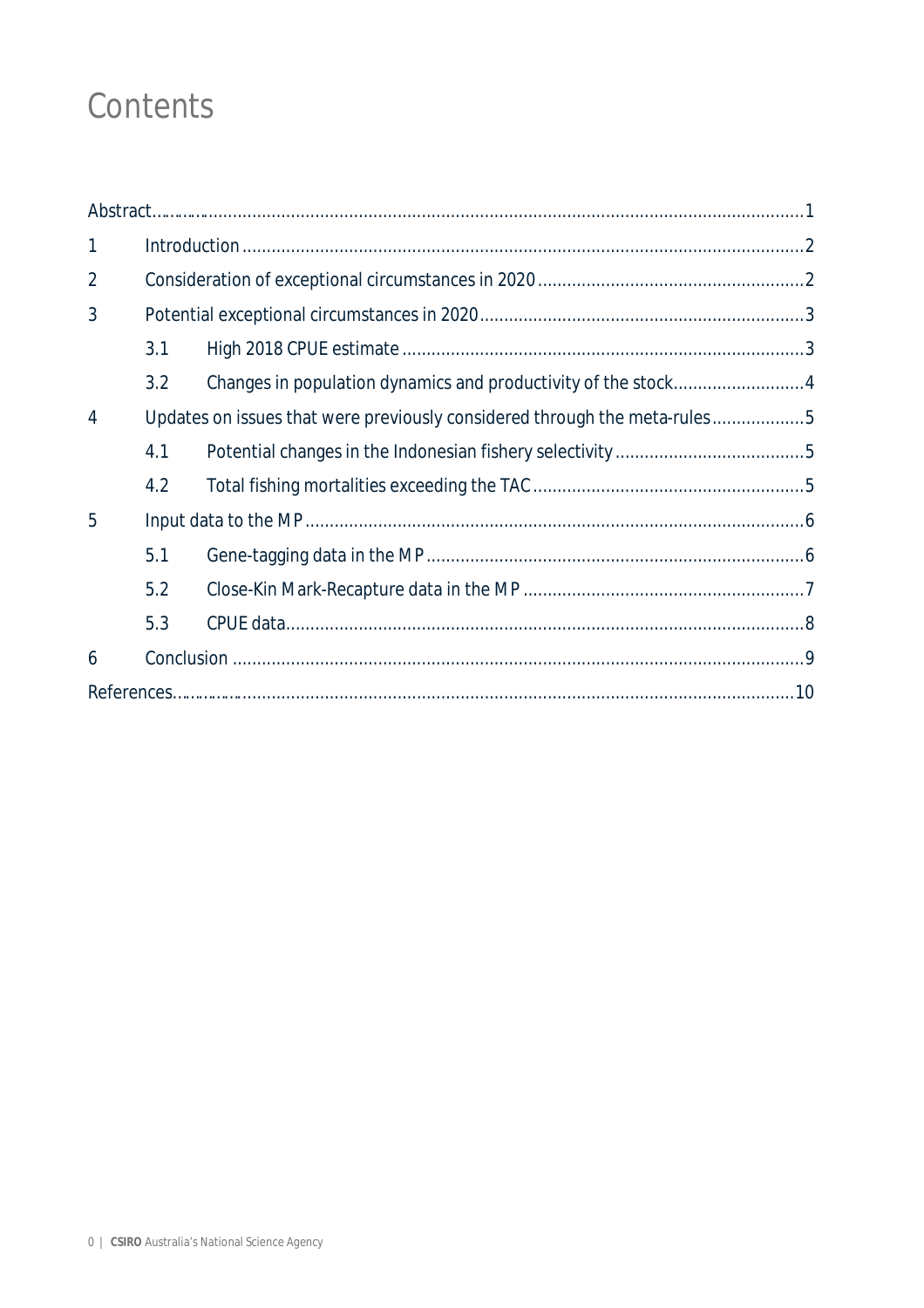# Contents

Abstract.............................................................................................................................1

1 Introduction.................................................................................................................2

2 Consideration of exceptional circumstances in 2020.....................................................2

3 Potential exceptional circumstances in 2020.................................................................3

 3.1 High 2018 CPUE estimate.....................................................................................3

 3.2 Changes in population dynamics and productivity of the stock...........................4

4 Updates on issues that were previously considered through the meta-rules...................5

 4.1 Potential changes in the Indonesian fishery selectivity.........................................5

 4.2 Total fishing mortalities exceeding the TAC.........................................................5

5 Input data to the MP.....................................................................................................6

 5.1 Gene-tagging data in the MP................................................................................6

 5.2 Close-Kin Mark-Recapture data in the MP............................................................7

 5.3 CPUE data...........................................................................................................8

6 Conclusion...................................................................................................................9

References.........................................................................................................................10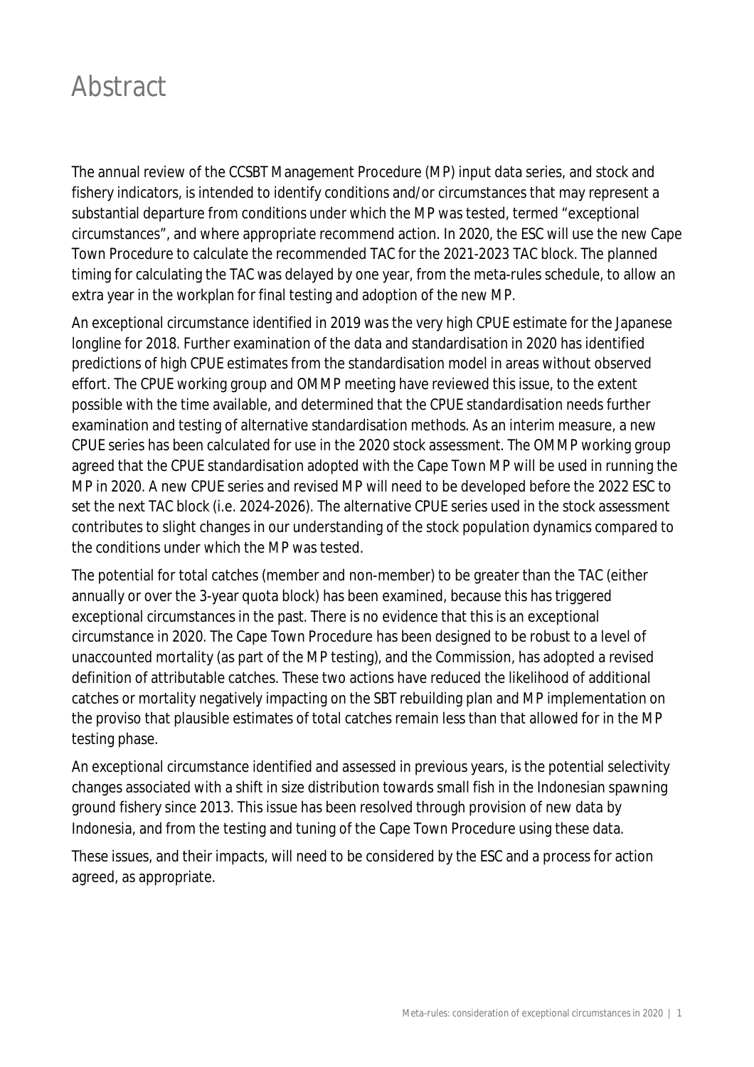# Abstract

The annual review of the CCSBT Management Procedure (MP) input data series, and stock and fishery indicators, is intended to identify conditions and/or circumstances that may represent a substantial departure from conditions under which the MP was tested, termed "exceptional circumstances", and where appropriate recommend action. In 2020, the ESC will use the new Cape Town Procedure to calculate the recommended TAC for the 2021-2023 TAC block. The planned timing for calculating the TAC was delayed by one year, from the meta-rules schedule, to allow an extra year in the workplan for final testing and adoption of the new MP.

An exceptional circumstance identified in 2019 was the very high CPUE estimate for the Japanese longline for 2018. Further examination of the data and standardisation in 2020 has identified predictions of high CPUE estimates from the standardisation model in areas without observed effort. The CPUE working group and OMMP meeting have reviewed this issue, to the extent possible with the time available, and determined that the CPUE standardisation needs further examination and testing of alternative standardisation methods. As an interim measure, a new CPUE series has been calculated for use in the 2020 stock assessment. The OMMP working group agreed that the CPUE standardisation adopted with the Cape Town MP will be used in running the MP in 2020. A new CPUE series and revised MP will need to be developed before the 2022 ESC to set the next TAC block (i.e. 2024-2026). The alternative CPUE series used in the stock assessment contributes to slight changes in our understanding of the stock population dynamics compared to the conditions under which the MP was tested.

The potential for total catches (member and non-member) to be greater than the TAC (either annually or over the 3-year quota block) has been examined, because this has triggered exceptional circumstances in the past. There is no evidence that this is an exceptional circumstance in 2020. The Cape Town Procedure has been designed to be robust to a level of unaccounted mortality (as part of the MP testing), and the Commission, has adopted a revised definition of attributable catches. These two actions have reduced the likelihood of additional catches or mortality negatively impacting on the SBT rebuilding plan and MP implementation on the proviso that plausible estimates of total catches remain less than that allowed for in the MP testing phase.

An exceptional circumstance identified and assessed in previous years, is the potential selectivity changes associated with a shift in size distribution towards small fish in the Indonesian spawning ground fishery since 2013. This issue has been resolved through provision of new data by Indonesia, and from the testing and tuning of the Cape Town Procedure using these data.

These issues, and their impacts, will need to be considered by the ESC and a process for action agreed, as appropriate.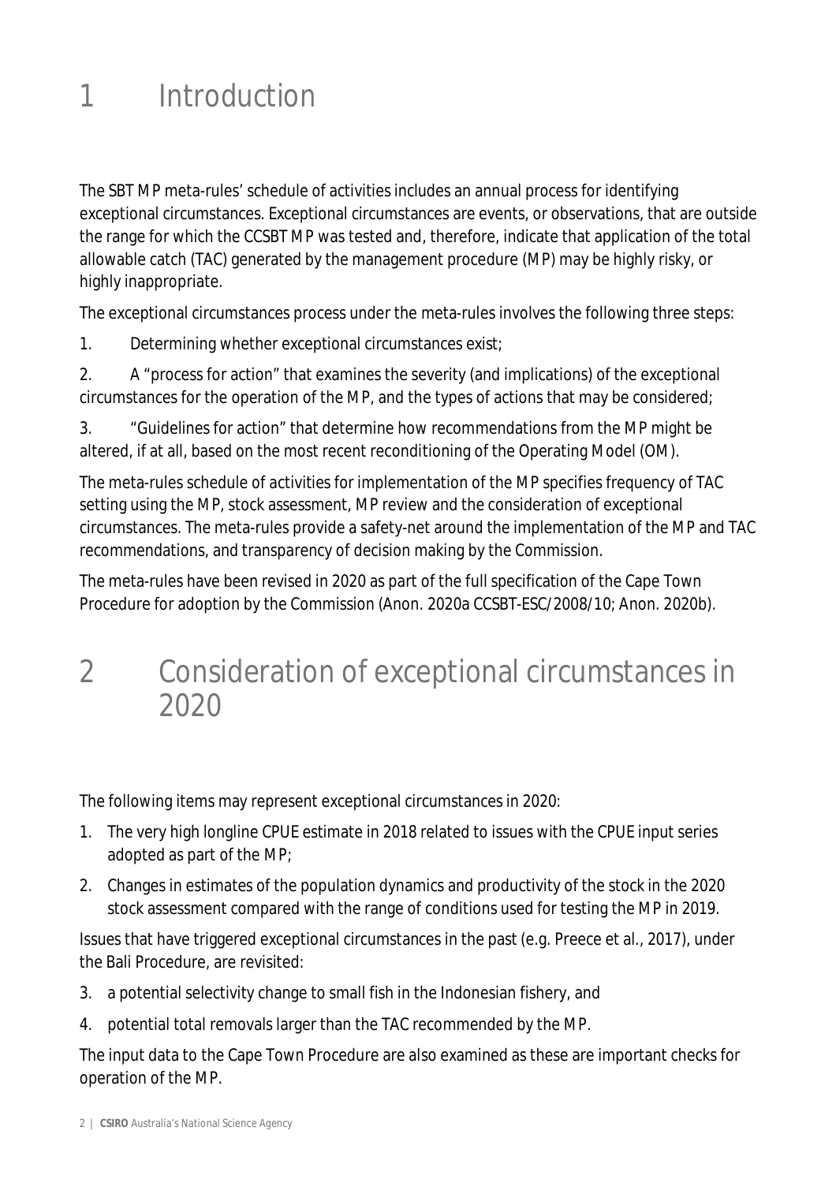# 1 Introduction

The SBT MP meta-rules' schedule of activities includes an annual process for identifying exceptional circumstances. Exceptional circumstances are events, or observations, that are outside the range for which the CCSBT MP was tested and, therefore, indicate that application of the total allowable catch (TAC) generated by the management procedure (MP) may be highly risky, or highly inappropriate.

The exceptional circumstances process under the meta-rules involves the following three steps:

1. Determining whether exceptional circumstances exist;
2. A "process for action" that examines the severity (and implications) of the exceptional circumstances for the operation of the MP, and the types of actions that may be considered;
3. "Guidelines for action" that determine how recommendations from the MP might be altered, if at all, based on the most recent reconditioning of the Operating Model (OM).

The meta-rules schedule of activities for implementation of the MP specifies frequency of TAC setting using the MP, stock assessment, MP review and the consideration of exceptional circumstances. The meta-rules provide a safety-net around the implementation of the MP and TAC recommendations, and transparency of decision making by the Commission.

The meta-rules have been revised in 2020 as part of the full specification of the Cape Town Procedure for adoption by the Commission (Anon. 2020a CCSBT-ESC/2008/10; Anon. 2020b).

# 2 Consideration of exceptional circumstances in 2020

The following items may represent exceptional circumstances in 2020:

1. The very high longline CPUE estimate in 2018 related to issues with the CPUE input series adopted as part of the MP;
2. Changes in estimates of the population dynamics and productivity of the stock in the 2020 stock assessment compared with the range of conditions used for testing the MP in 2019.

Issues that have triggered exceptional circumstances in the past (e.g. Preece et al., 2017), under the Bali Procedure, are revisited:

3. a potential selectivity change to small fish in the Indonesian fishery, and
4. potential total removals larger than the TAC recommended by the MP.

The input data to the Cape Town Procedure are also examined as these are important checks for operation of the MP.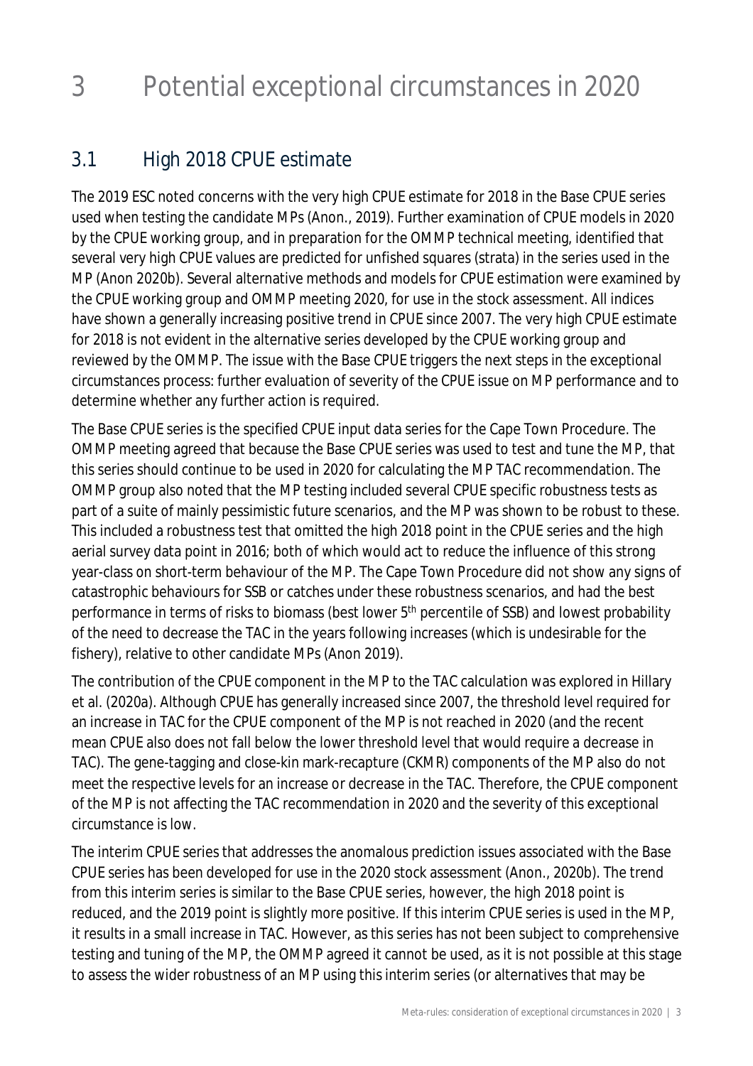# 3 Potential exceptional circumstances in 2020

## 3.1 High 2018 CPUE estimate

The 2019 ESC noted concerns with the very high CPUE estimate for 2018 in the Base CPUE series used when testing the candidate MPs (Anon., 2019). Further examination of CPUE models in 2020 by the CPUE working group, and in preparation for the OMMP technical meeting, identified that several very high CPUE values are predicted for unfished squares (strata) in the series used in the MP (Anon 2020b). Several alternative methods and models for CPUE estimation were examined by the CPUE working group and OMMP meeting 2020, for use in the stock assessment. All indices have shown a generally increasing positive trend in CPUE since 2007. The very high CPUE estimate for 2018 is not evident in the alternative series developed by the CPUE working group and reviewed by the OMMP. The issue with the Base CPUE triggers the next steps in the exceptional circumstances process: further evaluation of severity of the CPUE issue on MP performance and to determine whether any further action is required.

The Base CPUE series is the specified CPUE input data series for the Cape Town Procedure. The OMMP meeting agreed that because the Base CPUE series was used to test and tune the MP, that this series should continue to be used in 2020 for calculating the MP TAC recommendation. The OMMP group also noted that the MP testing included several CPUE specific robustness tests as part of a suite of mainly pessimistic future scenarios, and the MP was shown to be robust to these. This included a robustness test that omitted the high 2018 point in the CPUE series and the high aerial survey data point in 2016; both of which would act to reduce the influence of this strong year-class on short-term behaviour of the MP. The Cape Town Procedure did not show any signs of catastrophic behaviours for SSB or catches under these robustness scenarios, and had the best performance in terms of risks to biomass (best lower 5th percentile of SSB) and lowest probability of the need to decrease the TAC in the years following increases (which is undesirable for the fishery), relative to other candidate MPs (Anon 2019).

The contribution of the CPUE component in the MP to the TAC calculation was explored in Hillary et al. (2020a). Although CPUE has generally increased since 2007, the threshold level required for an increase in TAC for the CPUE component of the MP is not reached in 2020 (and the recent mean CPUE also does not fall below the lower threshold level that would require a decrease in TAC). The gene-tagging and close-kin mark-recapture (CKMR) components of the MP also do not meet the respective levels for an increase or decrease in the TAC. Therefore, the CPUE component of the MP is not affecting the TAC recommendation in 2020 and the severity of this exceptional circumstance is low.

The interim CPUE series that addresses the anomalous prediction issues associated with the Base CPUE series has been developed for use in the 2020 stock assessment (Anon., 2020b). The trend from this interim series is similar to the Base CPUE series, however, the high 2018 point is reduced, and the 2019 point is slightly more positive. If this interim CPUE series is used in the MP, it results in a small increase in TAC. However, as this series has not been subject to comprehensive testing and tuning of the MP, the OMMP agreed it cannot be used, as it is not possible at this stage to assess the wider robustness of an MP using this interim series (or alternatives that may be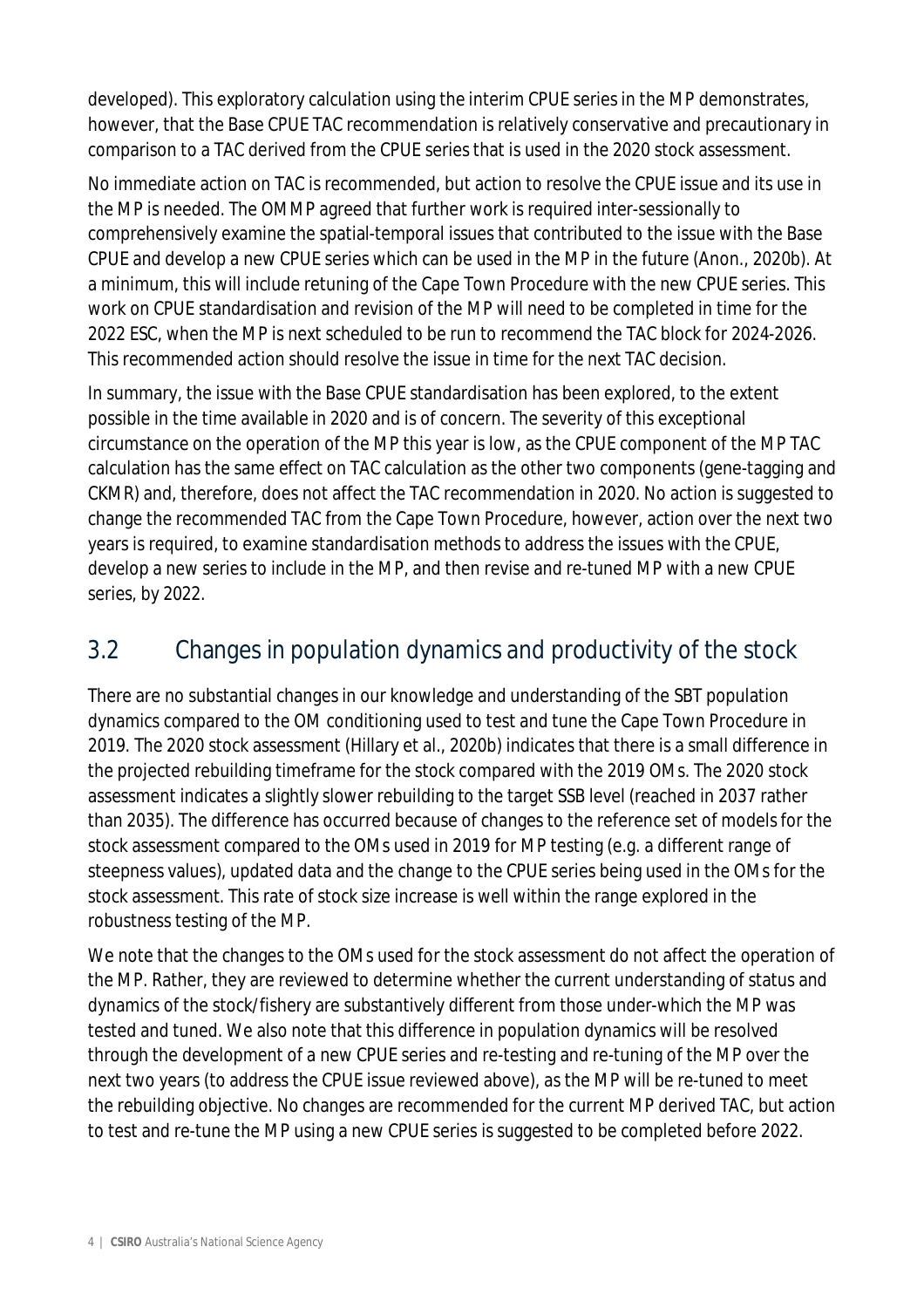developed). This exploratory calculation using the interim CPUE series in the MP demonstrates, however, that the Base CPUE TAC recommendation is relatively conservative and precautionary in comparison to a TAC derived from the CPUE series that is used in the 2020 stock assessment.

No immediate action on TAC is recommended, but action to resolve the CPUE issue and its use in the MP is needed. The OMMP agreed that further work is required inter-sessionally to comprehensively examine the spatial-temporal issues that contributed to the issue with the Base CPUE and develop a new CPUE series which can be used in the MP in the future (Anon., 2020b). At a minimum, this will include retuning of the Cape Town Procedure with the new CPUE series. This work on CPUE standardisation and revision of the MP will need to be completed in time for the 2022 ESC, when the MP is next scheduled to be run to recommend the TAC block for 2024-2026. This recommended action should resolve the issue in time for the next TAC decision.

In summary, the issue with the Base CPUE standardisation has been explored, to the extent possible in the time available in 2020 and is of concern. The severity of this exceptional circumstance on the operation of the MP this year is low, as the CPUE component of the MP TAC calculation has the same effect on TAC calculation as the other two components (gene-tagging and CKMR) and, therefore, does not affect the TAC recommendation in 2020. No action is suggested to change the recommended TAC from the Cape Town Procedure, however, action over the next two years is required, to examine standardisation methods to address the issues with the CPUE, develop a new series to include in the MP, and then revise and re-tuned MP with a new CPUE series, by 2022.

## 3.2 Changes in population dynamics and productivity of the stock

There are no substantial changes in our knowledge and understanding of the SBT population dynamics compared to the OM conditioning used to test and tune the Cape Town Procedure in 2019. The 2020 stock assessment (Hillary et al., 2020b) indicates that there is a small difference in the projected rebuilding timeframe for the stock compared with the 2019 OMs. The 2020 stock assessment indicates a slightly slower rebuilding to the target SSB level (reached in 2037 rather than 2035). The difference has occurred because of changes to the reference set of models for the stock assessment compared to the OMs used in 2019 for MP testing (e.g. a different range of steepness values), updated data and the change to the CPUE series being used in the OMs for the stock assessment. This rate of stock size increase is well within the range explored in the robustness testing of the MP.

We note that the changes to the OMs used for the stock assessment do not affect the operation of the MP. Rather, they are reviewed to determine whether the current understanding of status and dynamics of the stock/fishery are substantively different from those under-which the MP was tested and tuned. We also note that this difference in population dynamics will be resolved through the development of a new CPUE series and re-testing and re-tuning of the MP over the next two years (to address the CPUE issue reviewed above), as the MP will be re-tuned to meet the rebuilding objective. No changes are recommended for the current MP derived TAC, but action to test and re-tune the MP using a new CPUE series is suggested to be completed before 2022.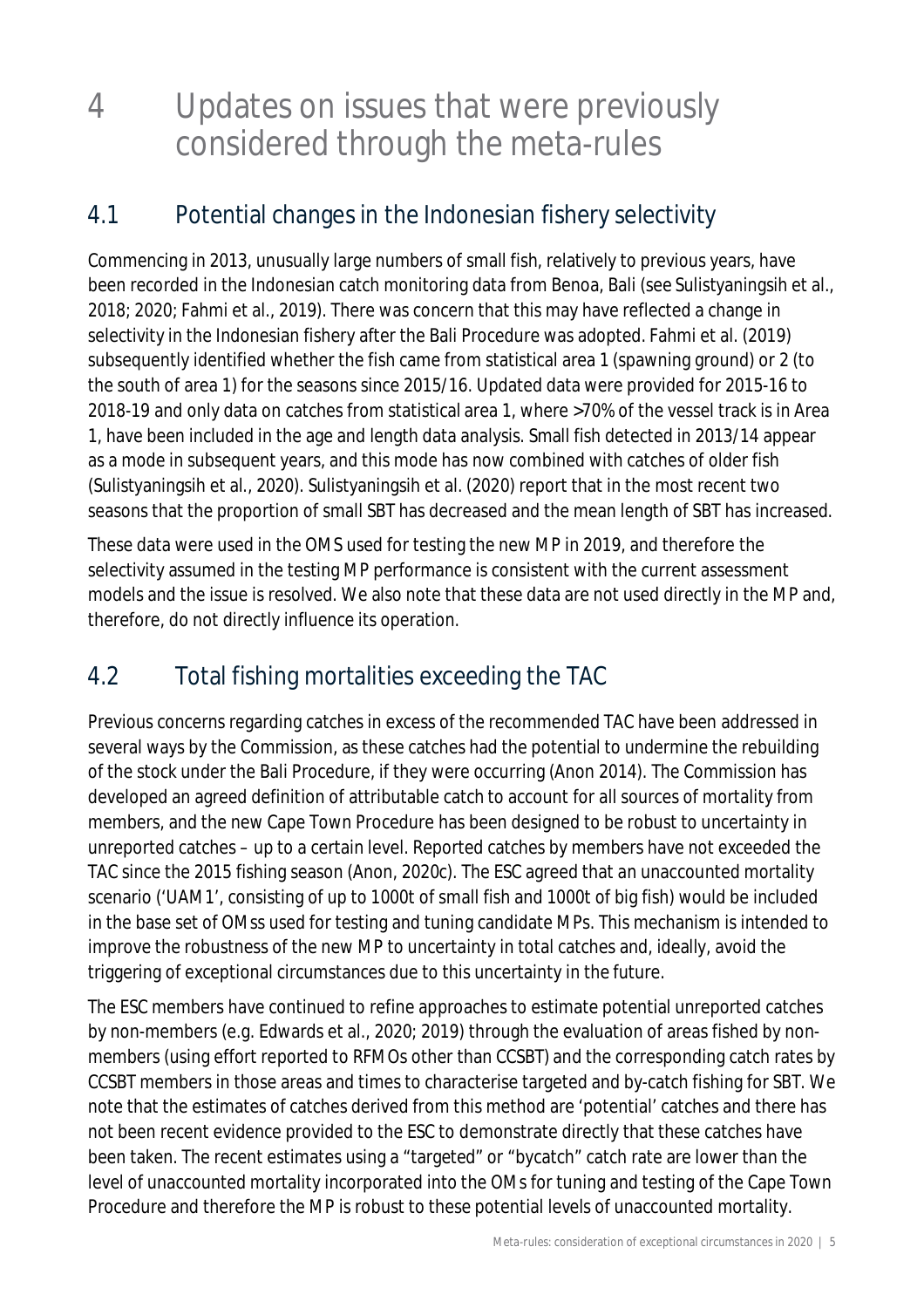# 4 Updates on issues that were previously considered through the meta-rules

## 4.1 Potential changes in the Indonesian fishery selectivity

Commencing in 2013, unusually large numbers of small fish, relatively to previous years, have been recorded in the Indonesian catch monitoring data from Benoa, Bali (see Sulistyaningsih et al., 2018; 2020; Fahmi et al., 2019). There was concern that this may have reflected a change in selectivity in the Indonesian fishery after the Bali Procedure was adopted. Fahmi et al. (2019) subsequently identified whether the fish came from statistical area 1 (spawning ground) or 2 (to the south of area 1) for the seasons since 2015/16. Updated data were provided for 2015-16 to 2018-19 and only data on catches from statistical area 1, where >70% of the vessel track is in Area 1, have been included in the age and length data analysis. Small fish detected in 2013/14 appear as a mode in subsequent years, and this mode has now combined with catches of older fish (Sulistyaningsih et al., 2020). Sulistyaningsih et al. (2020) report that in the most recent two seasons that the proportion of small SBT has decreased and the mean length of SBT has increased.

These data were used in the OMS used for testing the new MP in 2019, and therefore the selectivity assumed in the testing MP performance is consistent with the current assessment models and the issue is resolved. We also note that these data are not used directly in the MP and, therefore, do not directly influence its operation.

## 4.2 Total fishing mortalities exceeding the TAC

Previous concerns regarding catches in excess of the recommended TAC have been addressed in several ways by the Commission, as these catches had the potential to undermine the rebuilding of the stock under the Bali Procedure, if they were occurring (Anon 2014). The Commission has developed an agreed definition of attributable catch to account for all sources of mortality from members, and the new Cape Town Procedure has been designed to be robust to uncertainty in unreported catches – up to a certain level. Reported catches by members have not exceeded the TAC since the 2015 fishing season (Anon, 2020c). The ESC agreed that an unaccounted mortality scenario ('UAM1', consisting of up to 1000t of small fish and 1000t of big fish) would be included in the base set of OMss used for testing and tuning candidate MPs. This mechanism is intended to improve the robustness of the new MP to uncertainty in total catches and, ideally, avoid the triggering of exceptional circumstances due to this uncertainty in the future.

The ESC members have continued to refine approaches to estimate potential unreported catches by non-members (e.g. Edwards et al., 2020; 2019) through the evaluation of areas fished by non-members (using effort reported to RFMOs other than CCSBT) and the corresponding catch rates by CCSBT members in those areas and times to characterise targeted and by-catch fishing for SBT. We note that the estimates of catches derived from this method are 'potential' catches and there has not been recent evidence provided to the ESC to demonstrate directly that these catches have been taken. The recent estimates using a "targeted" or "bycatch" catch rate are lower than the level of unaccounted mortality incorporated into the OMs for tuning and testing of the Cape Town Procedure and therefore the MP is robust to these potential levels of unaccounted mortality.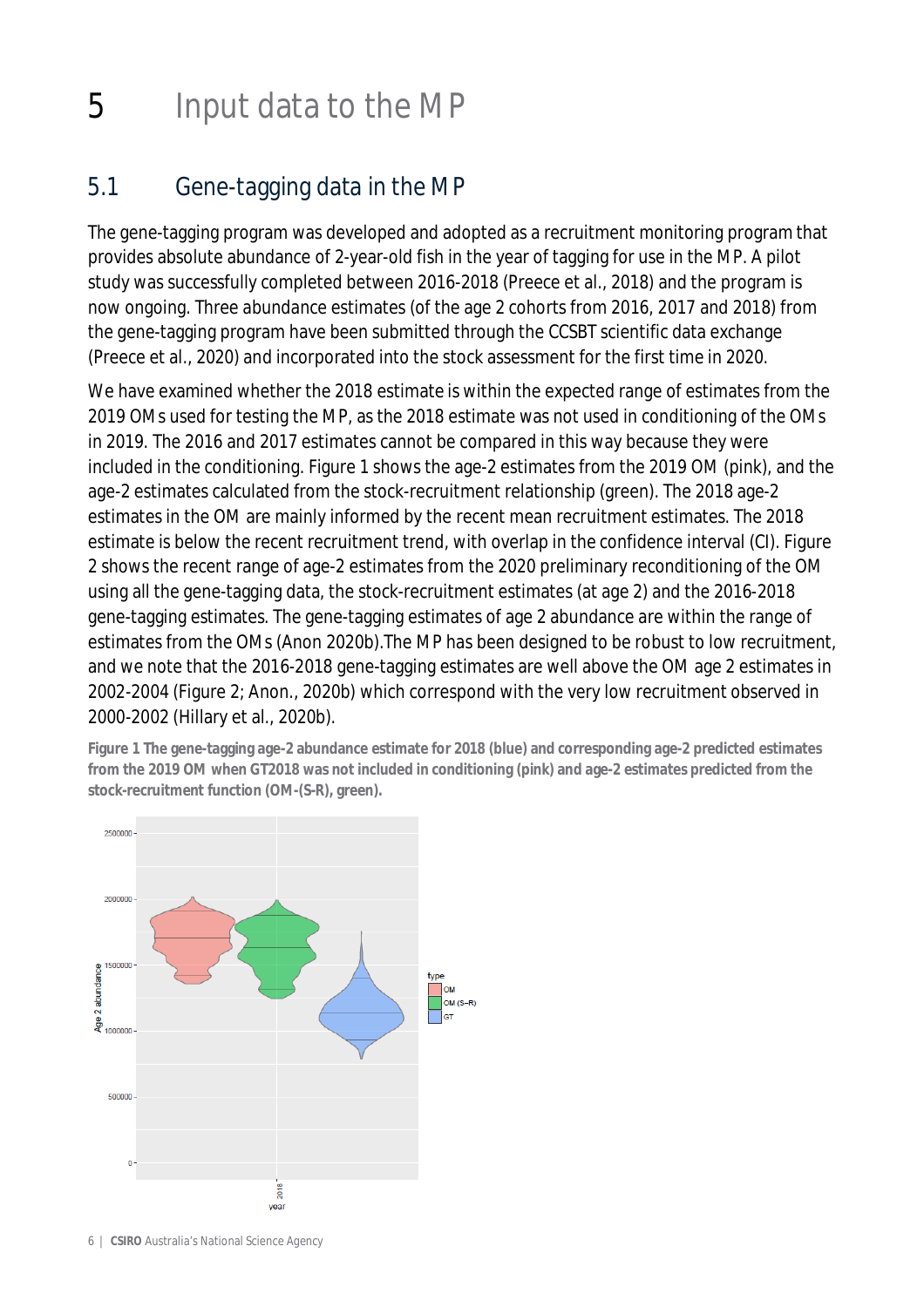# 5 Input data to the MP

## 5.1 Gene-tagging data in the MP

The gene-tagging program was developed and adopted as a recruitment monitoring program that provides absolute abundance of 2-year-old fish in the year of tagging for use in the MP. A pilot study was successfully completed between 2016-2018 (Preece et al., 2018) and the program is now ongoing. Three abundance estimates (of the age 2 cohorts from 2016, 2017 and 2018) from the gene-tagging program have been submitted through the CCSBT scientific data exchange (Preece et al., 2020) and incorporated into the stock assessment for the first time in 2020.

We have examined whether the 2018 estimate is within the expected range of estimates from the 2019 OMs used for testing the MP, as the 2018 estimate was not used in conditioning of the OMs in 2019. The 2016 and 2017 estimates cannot be compared in this way because they were included in the conditioning. Figure 1 shows the age-2 estimates from the 2019 OM (pink), and the age-2 estimates calculated from the stock-recruitment relationship (green). The 2018 age-2 estimates in the OM are mainly informed by the recent mean recruitment estimates. The 2018 estimate is below the recent recruitment trend, with overlap in the confidence interval (CI). Figure 2 shows the recent range of age-2 estimates from the 2020 preliminary reconditioning of the OM using all the gene-tagging data, the stock-recruitment estimates (at age 2) and the 2016-2018 gene-tagging estimates. The gene-tagging estimates of age 2 abundance are within the range of estimates from the OMs (Anon 2020b).The MP has been designed to be robust to low recruitment, and we note that the 2016-2018 gene-tagging estimates are well above the OM age 2 estimates in 2002-2004 (Figure 2; Anon., 2020b) which correspond with the very low recruitment observed in 2000-2002 (Hillary et al., 2020b).

**Figure 1 The gene-tagging age-2 abundance estimate for 2018 (blue) and corresponding age-2 predicted estimates from the 2019 OM when GT2018 was not included in conditioning (pink) and age-2 estimates predicted from the stock-recruitment function (OM-(S-R), green).**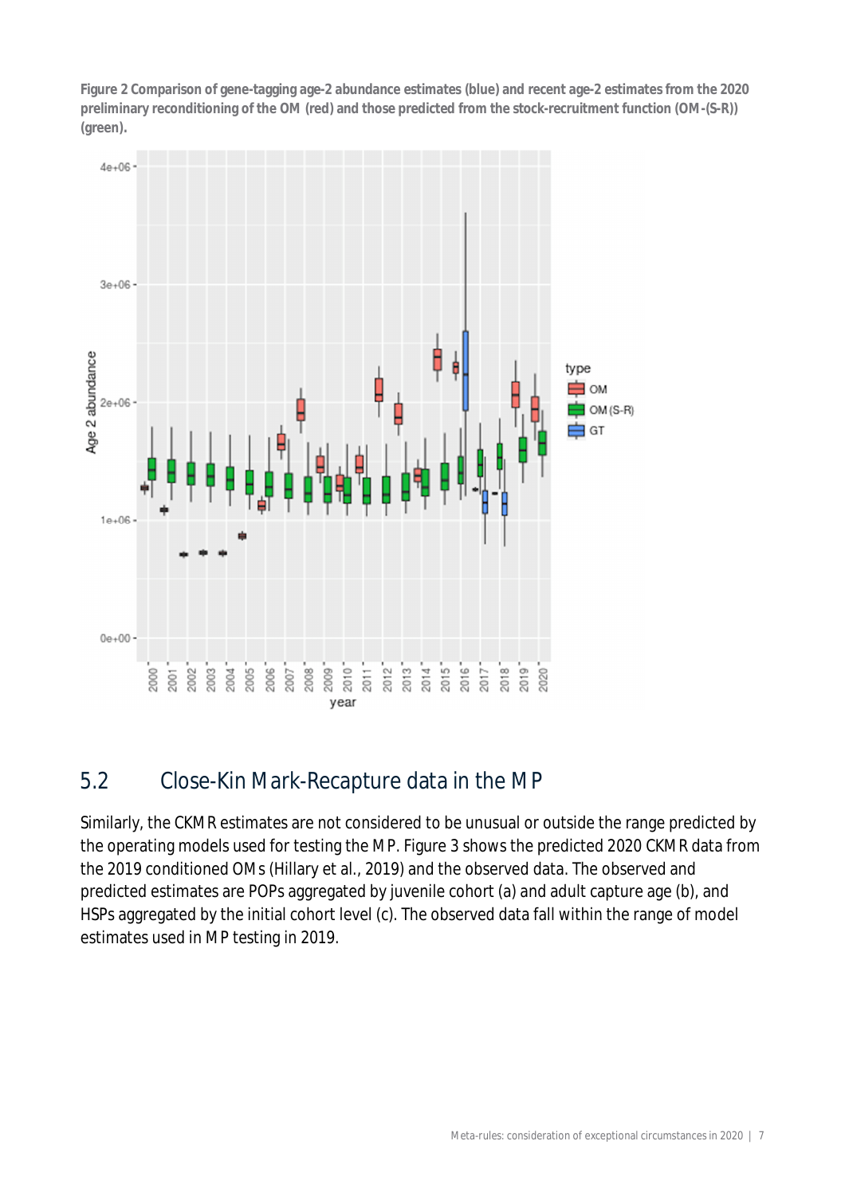**Figure 2 Comparison of gene-tagging age-2 abundance estimates (blue) and recent age-2 estimates from the 2020 preliminary reconditioning of the OM (red) and those predicted from the stock-recruitment function (OM-(S-R)) (green).**

## 5.2 Close-Kin Mark-Recapture data in the MP

Similarly, the CKMR estimates are not considered to be unusual or outside the range predicted by the operating models used for testing the MP. Figure 3 shows the predicted 2020 CKMR data from the 2019 conditioned OMs (Hillary et al., 2019) and the observed data. The observed and predicted estimates are POPs aggregated by juvenile cohort (a) and adult capture age (b), and HSPs aggregated by the initial cohort level (c). The observed data fall within the range of model estimates used in MP testing in 2019.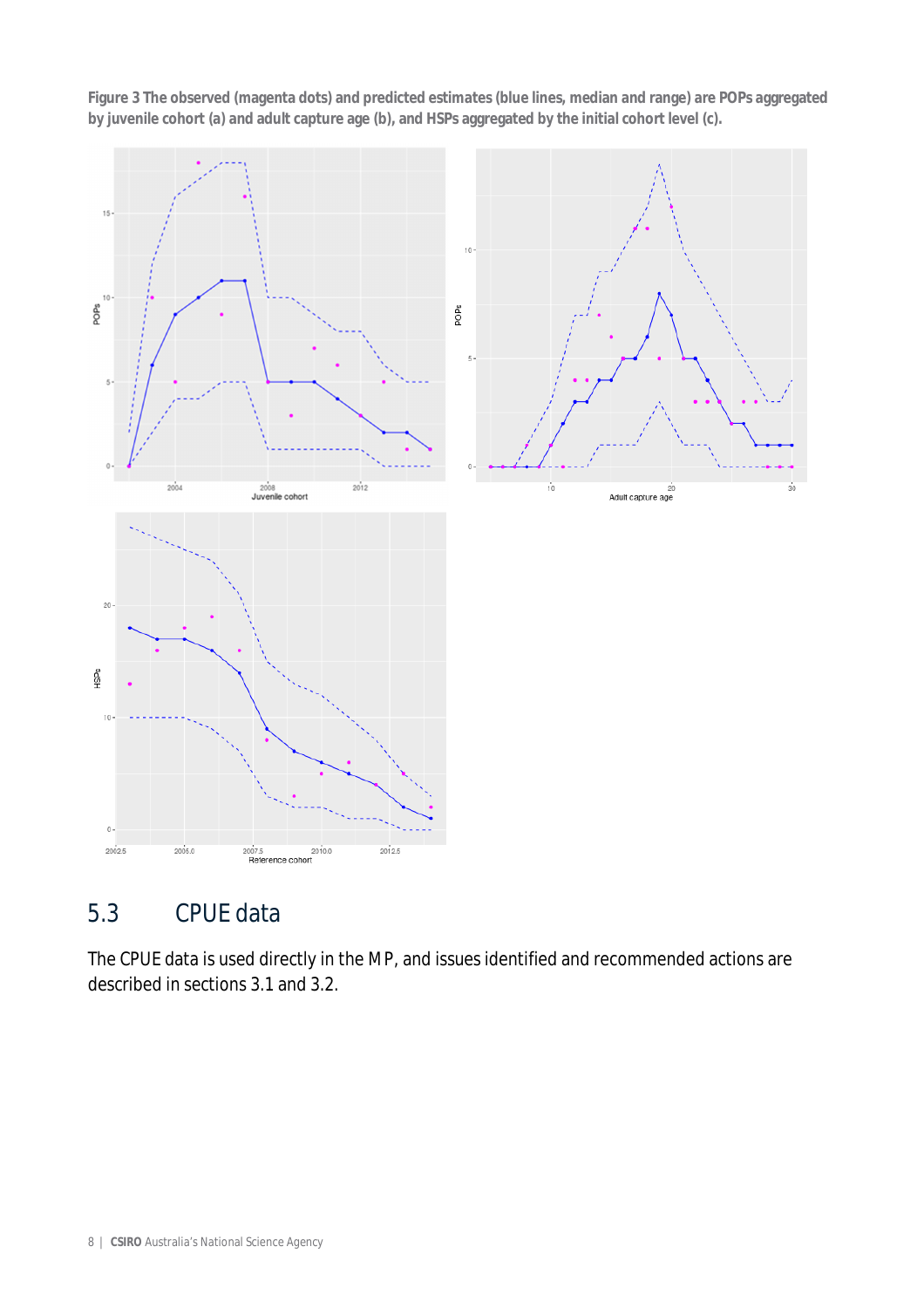**Figure 3 The observed (magenta dots) and predicted estimates (blue lines, median and range) are POPs aggregated by juvenile cohort (a) and adult capture age (b), and HSPs aggregated by the initial cohort level (c).**

## 5.3 CPUE data

The CPUE data is used directly in the MP, and issues identified and recommended actions are described in sections 3.1 and 3.2.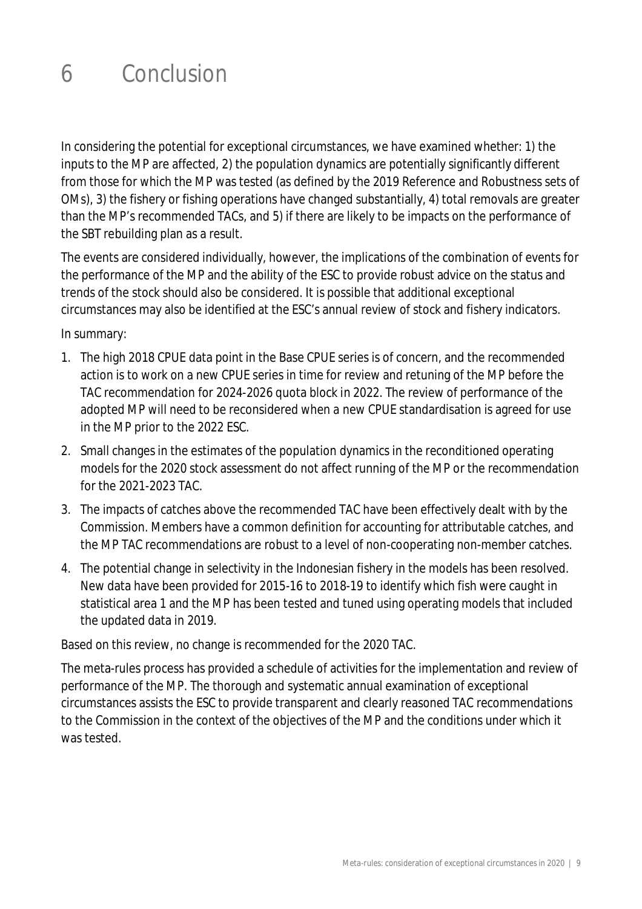# 6 Conclusion

In considering the potential for exceptional circumstances, we have examined whether: 1) the inputs to the MP are affected, 2) the population dynamics are potentially significantly different from those for which the MP was tested (as defined by the 2019 Reference and Robustness sets of OMs), 3) the fishery or fishing operations have changed substantially, 4) total removals are greater than the MP's recommended TACs, and 5) if there are likely to be impacts on the performance of the SBT rebuilding plan as a result.

The events are considered individually, however, the implications of the combination of events for the performance of the MP and the ability of the ESC to provide robust advice on the status and trends of the stock should also be considered. It is possible that additional exceptional circumstances may also be identified at the ESC's annual review of stock and fishery indicators.

In summary:

1. The high 2018 CPUE data point in the Base CPUE series is of concern, and the recommended action is to work on a new CPUE series in time for review and retuning of the MP before the TAC recommendation for 2024-2026 quota block in 2022. The review of performance of the adopted MP will need to be reconsidered when a new CPUE standardisation is agreed for use in the MP prior to the 2022 ESC.
2. Small changes in the estimates of the population dynamics in the reconditioned operating models for the 2020 stock assessment do not affect running of the MP or the recommendation for the 2021-2023 TAC.
3. The impacts of catches above the recommended TAC have been effectively dealt with by the Commission. Members have a common definition for accounting for attributable catches, and the MP TAC recommendations are robust to a level of non-cooperating non-member catches.
4. The potential change in selectivity in the Indonesian fishery in the models has been resolved. New data have been provided for 2015-16 to 2018-19 to identify which fish were caught in statistical area 1 and the MP has been tested and tuned using operating models that included the updated data in 2019.

Based on this review, no change is recommended for the 2020 TAC.

The meta-rules process has provided a schedule of activities for the implementation and review of performance of the MP. The thorough and systematic annual examination of exceptional circumstances assists the ESC to provide transparent and clearly reasoned TAC recommendations to the Commission in the context of the objectives of the MP and the conditions under which it was tested.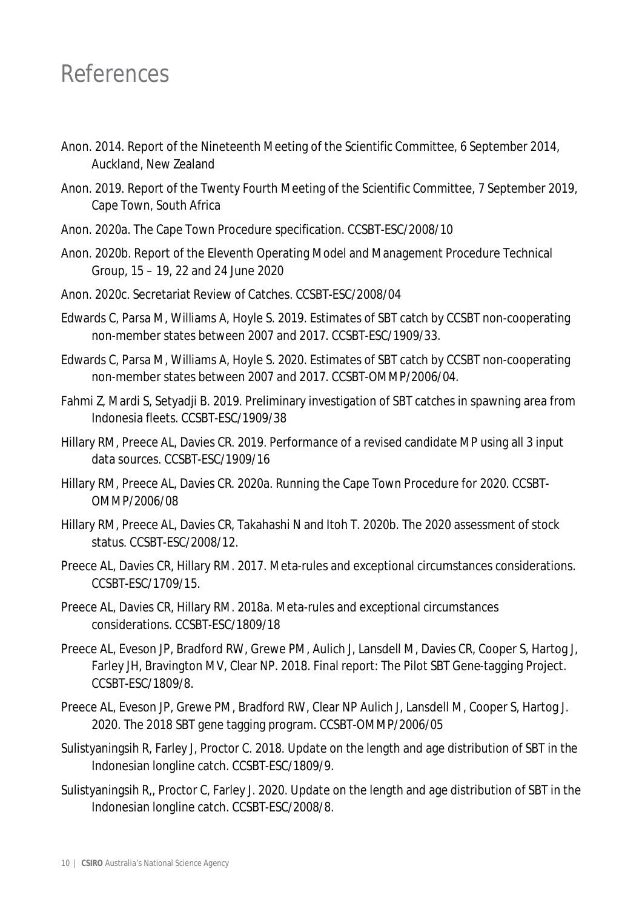# References

Anon. 2014. Report of the Nineteenth Meeting of the Scientific Committee, 6 September 2014, Auckland, New Zealand

Anon. 2019. Report of the Twenty Fourth Meeting of the Scientific Committee, 7 September 2019, Cape Town, South Africa

Anon. 2020a. The Cape Town Procedure specification. CCSBT-ESC/2008/10

Anon. 2020b. Report of the Eleventh Operating Model and Management Procedure Technical Group, 15 – 19, 22 and 24 June 2020

Anon. 2020c. Secretariat Review of Catches. CCSBT-ESC/2008/04

Edwards C, Parsa M, Williams A, Hoyle S. 2019. Estimates of SBT catch by CCSBT non-cooperating non-member states between 2007 and 2017. CCSBT-ESC/1909/33.

Edwards C, Parsa M, Williams A, Hoyle S. 2020. Estimates of SBT catch by CCSBT non-cooperating non-member states between 2007 and 2017. CCSBT-OMMP/2006/04.

Fahmi Z, Mardi S, Setyadji B. 2019. Preliminary investigation of SBT catches in spawning area from Indonesia fleets. CCSBT-ESC/1909/38

Hillary RM, Preece AL, Davies CR. 2019. Performance of a revised candidate MP using all 3 input data sources. CCSBT-ESC/1909/16

Hillary RM, Preece AL, Davies CR. 2020a. Running the Cape Town Procedure for 2020. CCSBT-OMMP/2006/08

Hillary RM, Preece AL, Davies CR, Takahashi N and Itoh T. 2020b. The 2020 assessment of stock status. CCSBT-ESC/2008/12.

Preece AL, Davies CR, Hillary RM. 2017. Meta-rules and exceptional circumstances considerations. CCSBT-ESC/1709/15.

Preece AL, Davies CR, Hillary RM. 2018a. Meta-rules and exceptional circumstances considerations. CCSBT-ESC/1809/18

Preece AL, Eveson JP, Bradford RW, Grewe PM, Aulich J, Lansdell M, Davies CR, Cooper S, Hartog J, Farley JH, Bravington MV, Clear NP. 2018. Final report: The Pilot SBT Gene-tagging Project. CCSBT-ESC/1809/8.

Preece AL, Eveson JP, Grewe PM, Bradford RW, Clear NP Aulich J, Lansdell M, Cooper S, Hartog J. 2020. The 2018 SBT gene tagging program. CCSBT-OMMP/2006/05

Sulistyaningsih R, Farley J, Proctor C. 2018. Update on the length and age distribution of SBT in the Indonesian longline catch. CCSBT-ESC/1809/9.

Sulistyaningsih R,, Proctor C, Farley J. 2020. Update on the length and age distribution of SBT in the Indonesian longline catch. CCSBT-ESC/2008/8.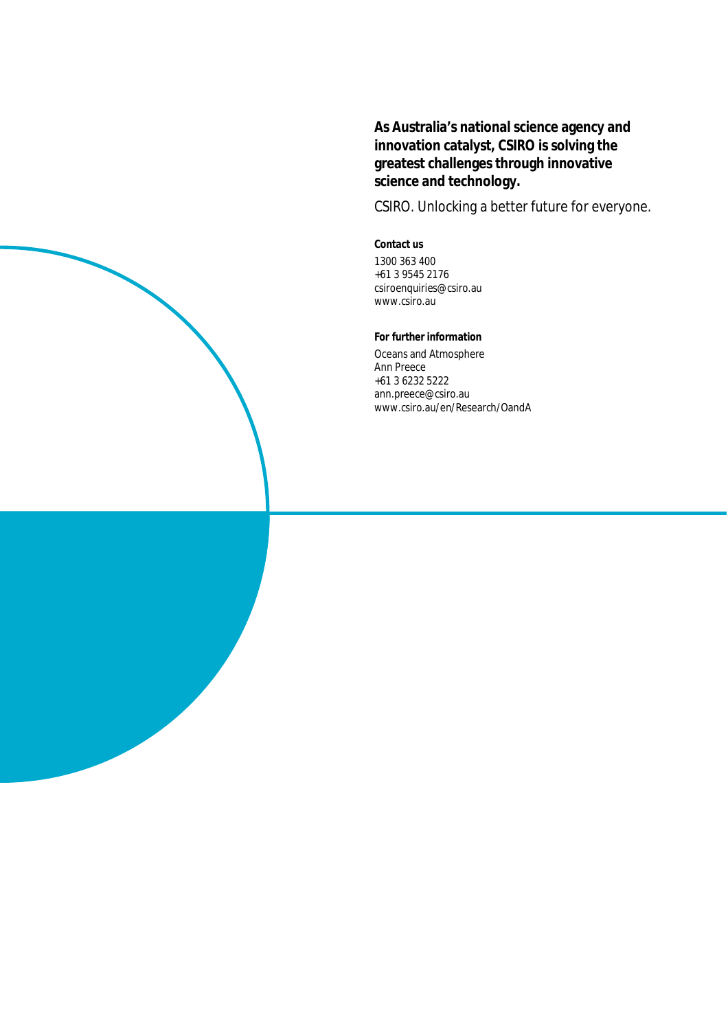**As Australia's national science agency and innovation catalyst, CSIRO is solving the greatest challenges through innovative science and technology.**

CSIRO. Unlocking a better future for everyone.

**Contact us**

1300 363 400
+61 3 9545 2176
csiroenquiries@csiro.au
www.csiro.au

**For further information**

Oceans and Atmosphere
Ann Preece
+61 3 6232 5222
ann.preece@csiro.au
www.csiro.au/en/Research/OandA